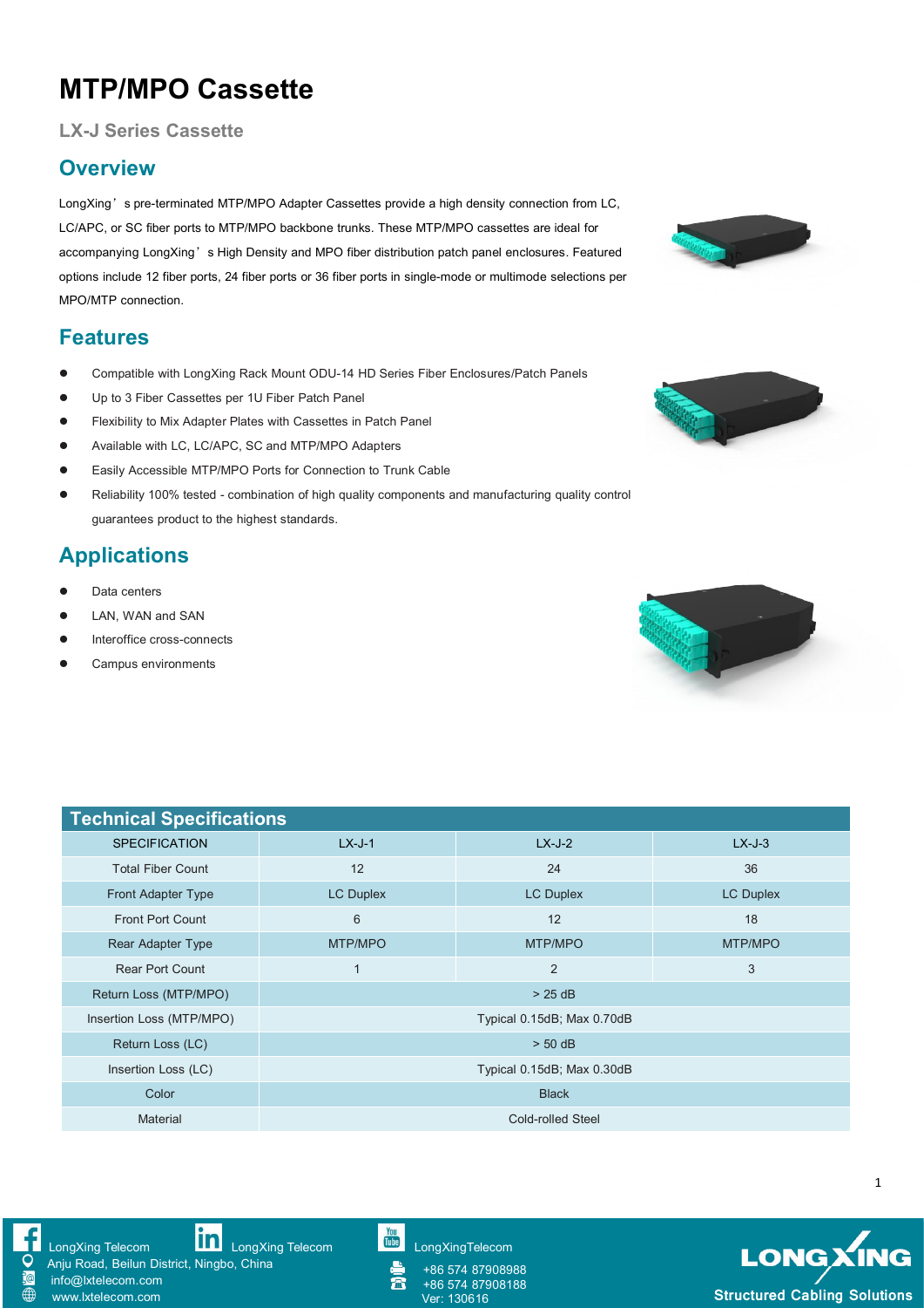# MTP/MPO Cassette

### LX-J Series Cassette

## Overview

LongXing's pre-terminated MTP/MPO Adapter Cassettes provide a high density connection from LC, LC/APC, or SC fiber ports to MTP/MPO backbone trunks. These MTP/MPO cassettes are ideal for accompanying LongXing's High Density and MPO fiber distribution patch panel enclosures. Featured options include 12 fiber ports, 24 fiber ports or 36 fiber ports in single-mode or multimode selections per MPO/MTP connection.

## Features

- Compatible with LongXing Rack Mount ODU-14 HD Series Fiber Enclosures/Patch Panels
- Up to 3 Fiber Cassettes per 1U Fiber Patch Panel
- Flexibility to Mix Adapter Plates with Cassettes in Patch Panel
- Available with LC, LC/APC, SC and MTP/MPO Adapters
- Easily Accessible MTP/MPO Ports for Connection to Trunk Cable
- Reliability 100% tested - combination of high quality components and manufacturing quality control guarantees product to the highest standards.

## Applications

- Data centers
- LAN, WAN and SAN
- Interoffice cross-connects
- Campus environments

## Technical Specifications

| SPECIFICATION | LX-J-1 | LX-J-2 | LX-J-3 |
|---|---|---|---|
| Total Fiber Count | 12 | 24 | 36 |
| Front Adapter Type | LC Duplex | LC Duplex | LC Duplex |
| Front Port Count | 6 | 12 | 18 |
| Rear Adapter Type | MTP/MPO | MTP/MPO | MTP/MPO |
| Rear Port Count | 1 | 2 | 3 |
| Return Loss (MTP/MPO) | > 25 dB | | |
| Insertion Loss (MTP/MPO) | Typical 0.15dB; Max 0.70dB | | |
| Return Loss (LC) | > 50 dB | | |
| Insertion Loss (LC) | Typical 0.15dB; Max 0.30dB | | |
| Color | Black | | |
| Material | Cold-rolled Steel | | |

LongXing Telecom | LongXing Telecom | LongXingTelecom

Anju Road, Beilun District, Ningbo, China

info@lxtelecom.com

www.lxtelecom.com

+86 574 87908988

+86 574 87908188

Ver: 130616

LONGXING Structured Cabling Solutions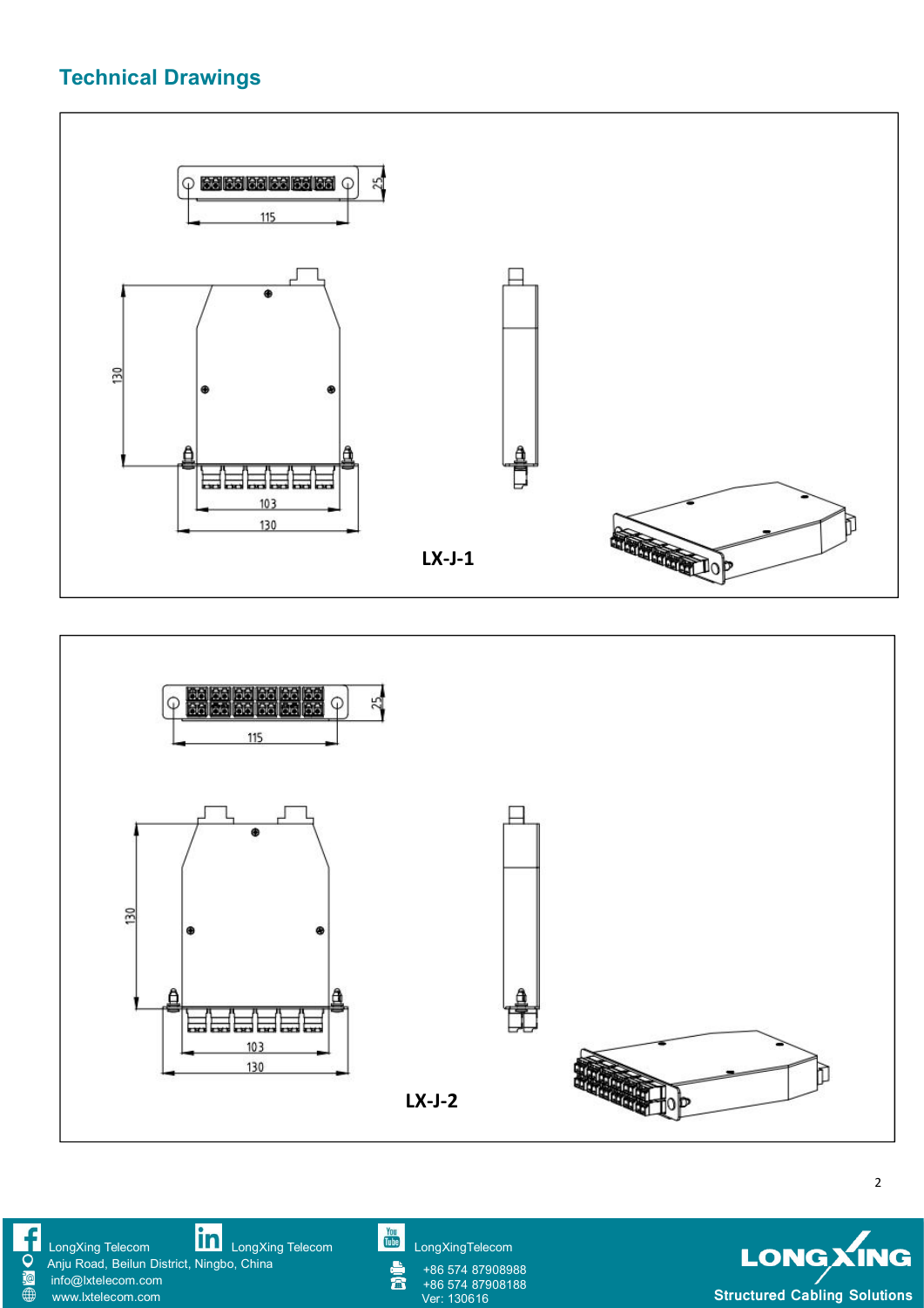## Technical Drawings

115

25

130

103

130

LX-J-1

115

25

130

103

130

LX-J-2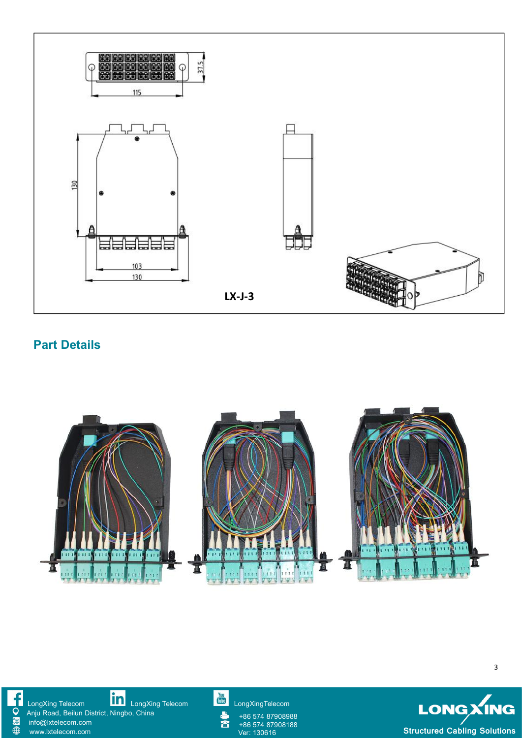LX-J-3

## Part Details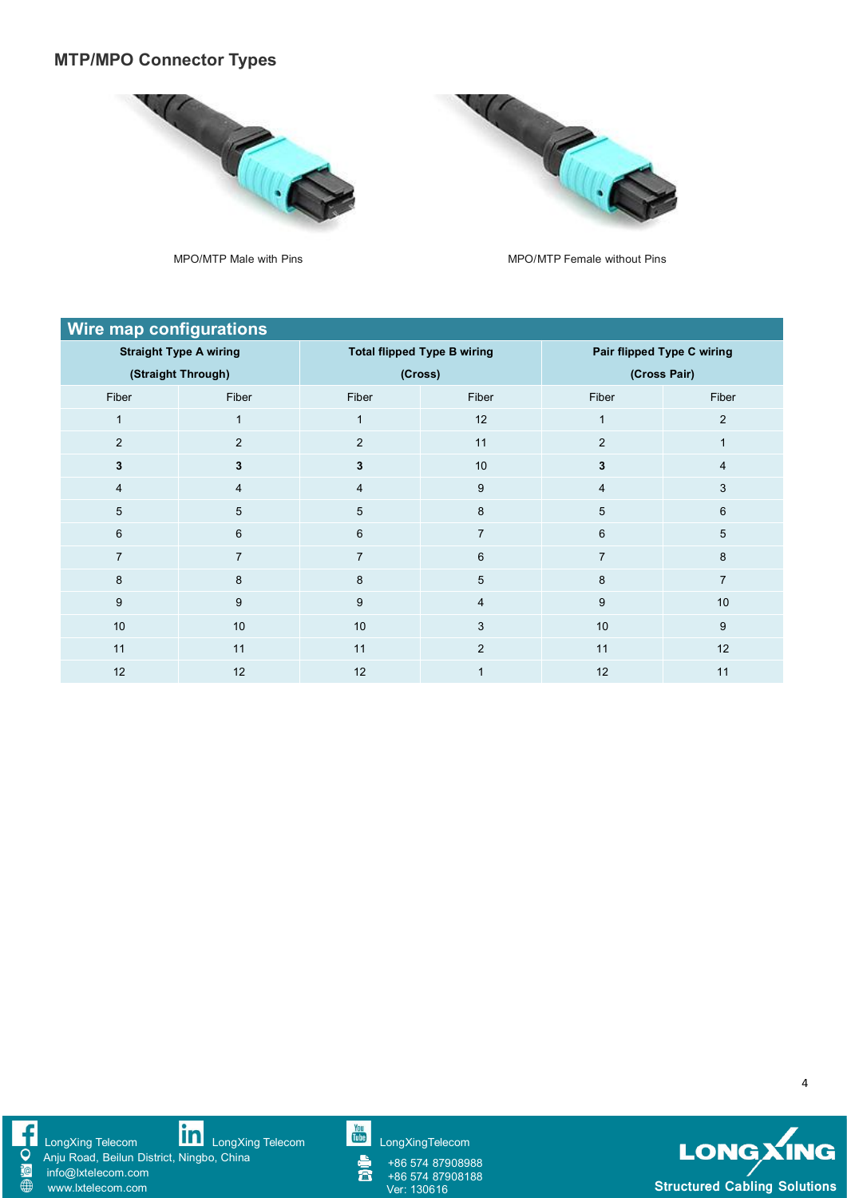## MTP/MPO Connector Types

MPO/MTP Male with Pins

MPO/MTP Female without Pins

| Wire map configurations | | | | | |
|---|---|---|---|---|---|
| Straight Type A wiring (Straight Through) | | Total flipped Type B wiring (Cross) | | Pair flipped Type C wiring (Cross Pair) | |
| Fiber | Fiber | Fiber | Fiber | Fiber | Fiber |
| 1 | 1 | 1 | 12 | 1 | 2 |
| 2 | 2 | 2 | 11 | 2 | 1 |
| **3** | **3** | **3** | 10 | **3** | 4 |
| 4 | 4 | 4 | 9 | 4 | 3 |
| 5 | 5 | 5 | 8 | 5 | 6 |
| 6 | 6 | 6 | 7 | 6 | 5 |
| 7 | 7 | 7 | 6 | 7 | 8 |
| 8 | 8 | 8 | 5 | 8 | 7 |
| 9 | 9 | 9 | 4 | 9 | 10 |
| 10 | 10 | 10 | 3 | 10 | 9 |
| 11 | 11 | 11 | 2 | 11 | 12 |
| 12 | 12 | 12 | 1 | 12 | 11 |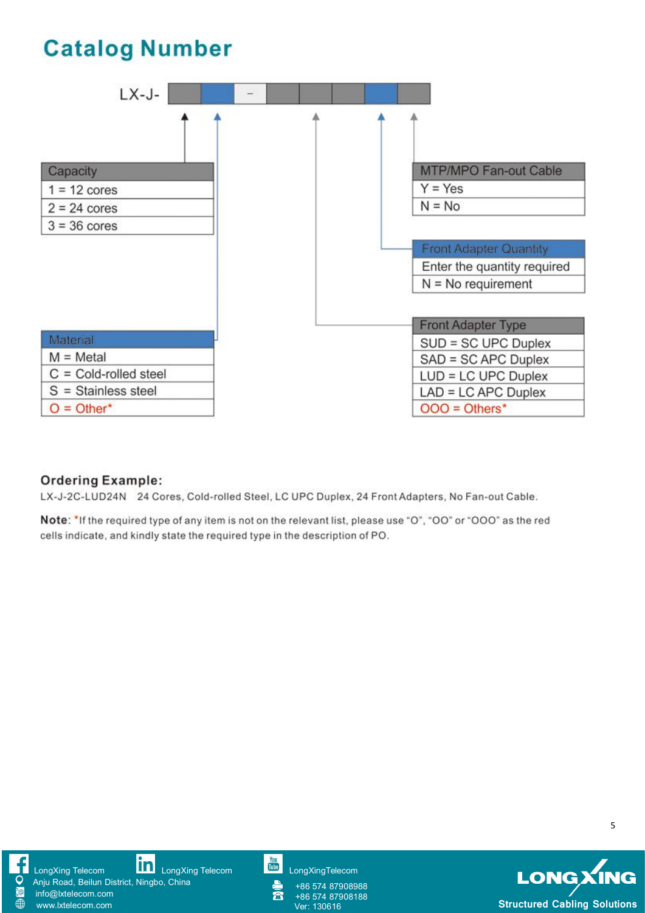# Catalog Number

LX-J- [ ][ ] - [ ][ ][ ][ ][ ]

| Capacity |
| --- |
| 1 = 12 cores |
| 2 = 24 cores |
| 3 = 36 cores |

| Material |
| --- |
| M = Metal |
| C = Cold-rolled steel |
| S = Stainless steel |
| O = Other* |

| MTP/MPO Fan-out Cable |
| --- |
| Y = Yes |
| N = No |

| Front Adapter Quantity |
| --- |
| Enter the quantity required |
| N = No requirement |

| Front Adapter Type |
| --- |
| SUD = SC UPC Duplex |
| SAD = SC APC Duplex |
| LUD = LC UPC Duplex |
| LAD = LC APC Duplex |
| OOO = Others* |

**Ordering Example:**

LX-J-2C-LUD24N 24 Cores, Cold-rolled Steel, LC UPC Duplex, 24 Front Adapters, No Fan-out Cable.

**Note**: *If the required type of any item is not on the relevant list, please use "O", "OO" or "OOO" as the red cells indicate, and kindly state the required type in the description of PO.

LongXing Telecom LongXing Telecom LongXingTelecom
Anju Road, Beilun District, Ningbo, China
info@lxtelecom.com
www.lxtelecom.com
+86 574 87908988
+86 574 87908188
Ver: 130616

LONGXING
Structured Cabling Solutions